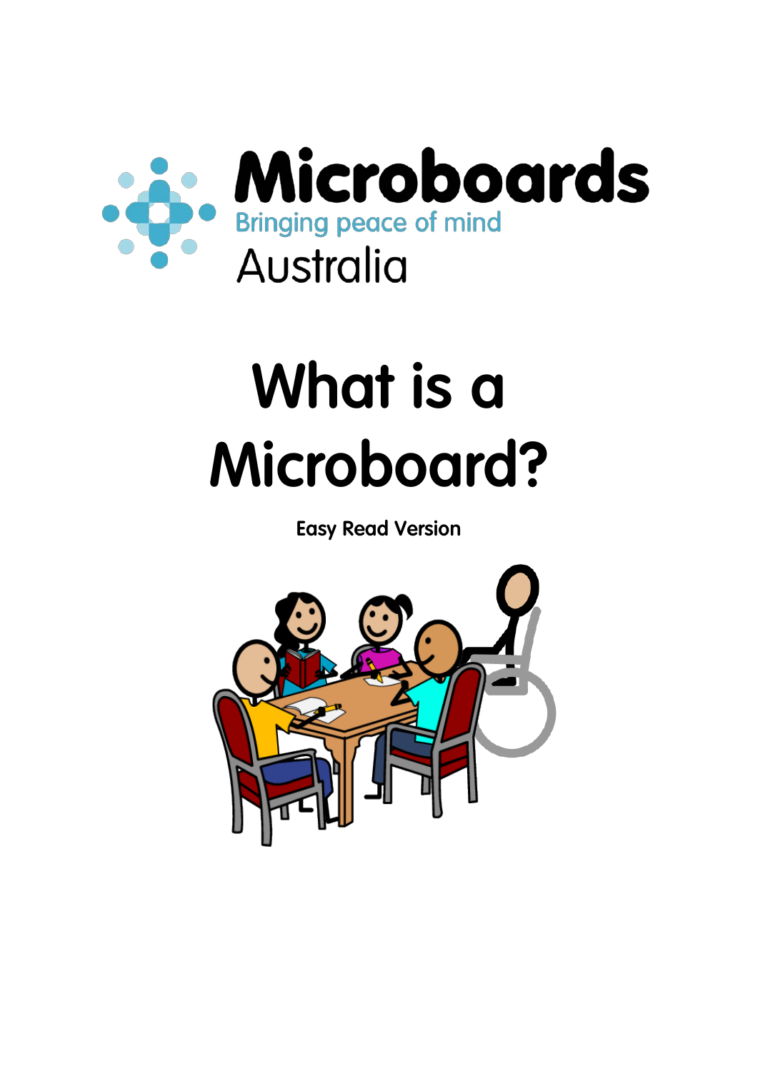Microboards

Bringing peace of mind

Australia

# What is a Microboard?

**Easy Read Version**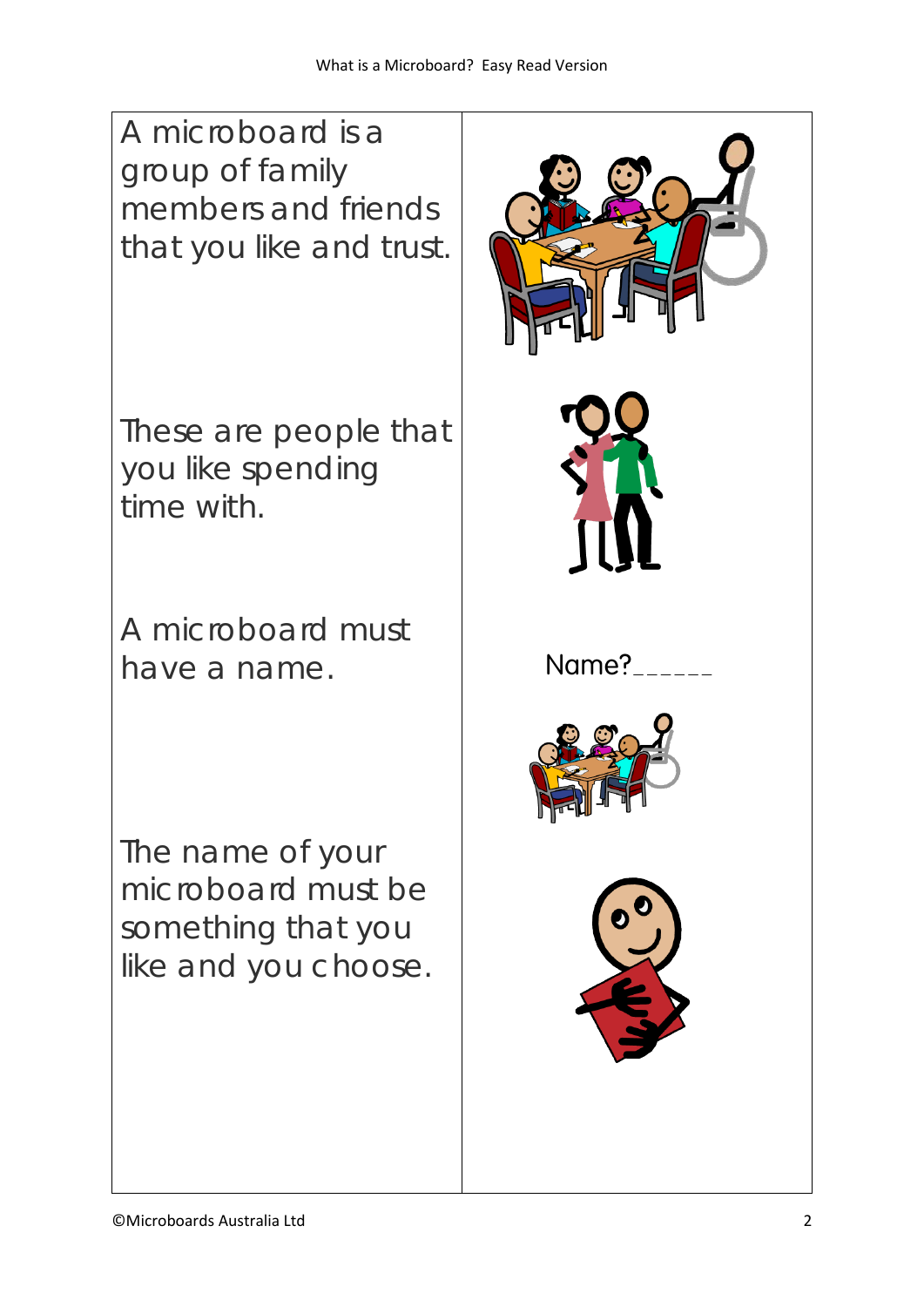A microboard is a group of family members and friends that you like and trust.

These are people that you like spending time with.

A microboard must have a name.

Name?______

The name of your microboard must be something that you like and you choose.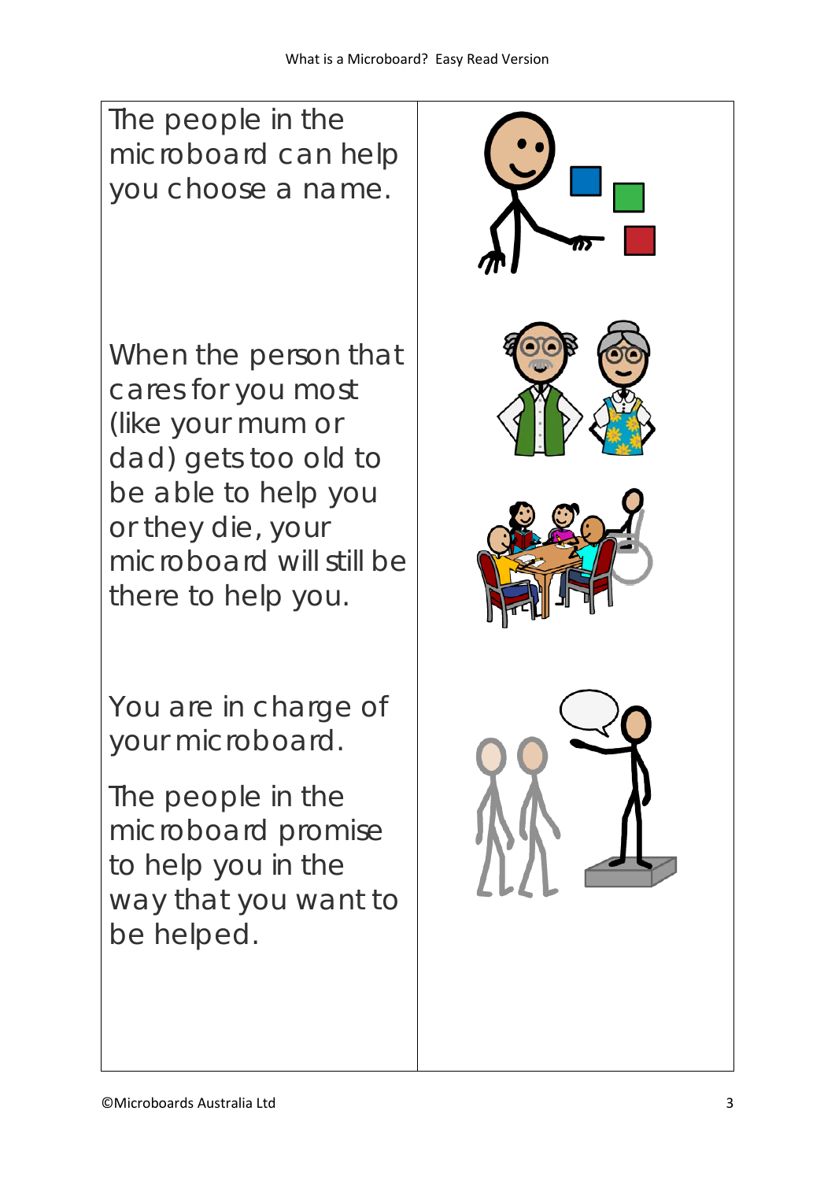The people in the microboard can help you choose a name.

When the person that cares for you most (like your mum or dad) gets too old to be able to help you or they die, your microboard will still be there to help you.

You are in charge of your microboard.

The people in the microboard promise to help you in the way that you want to be helped.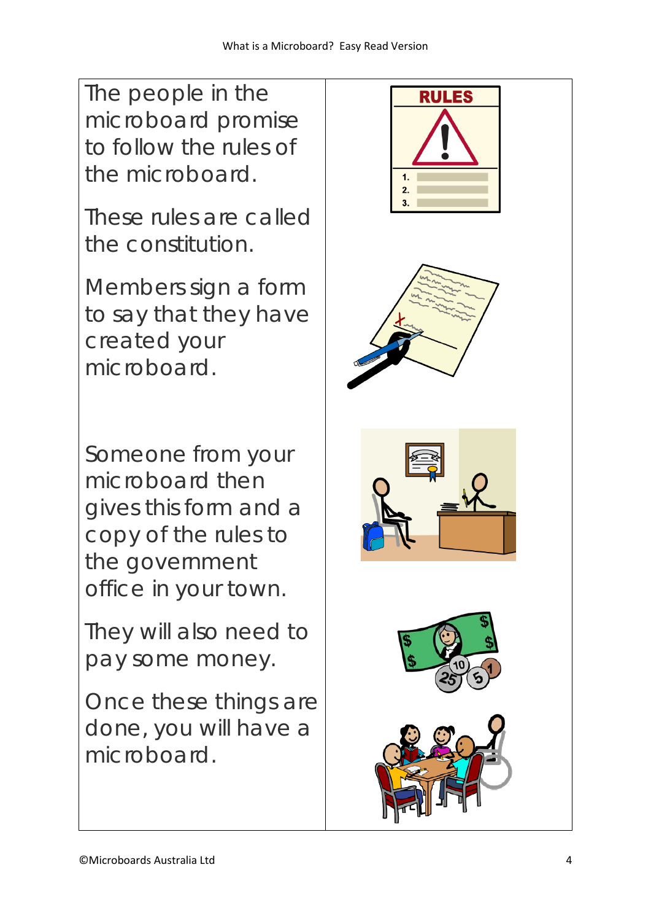The people in the microboard promise to follow the rules of the microboard.

These rules are called the constitution.

Members sign a form to say that they have created your microboard.

Someone from your microboard then gives this form and a copy of the rules to the government office in your town.

They will also need to pay some money.

Once these things are done, you will have a microboard.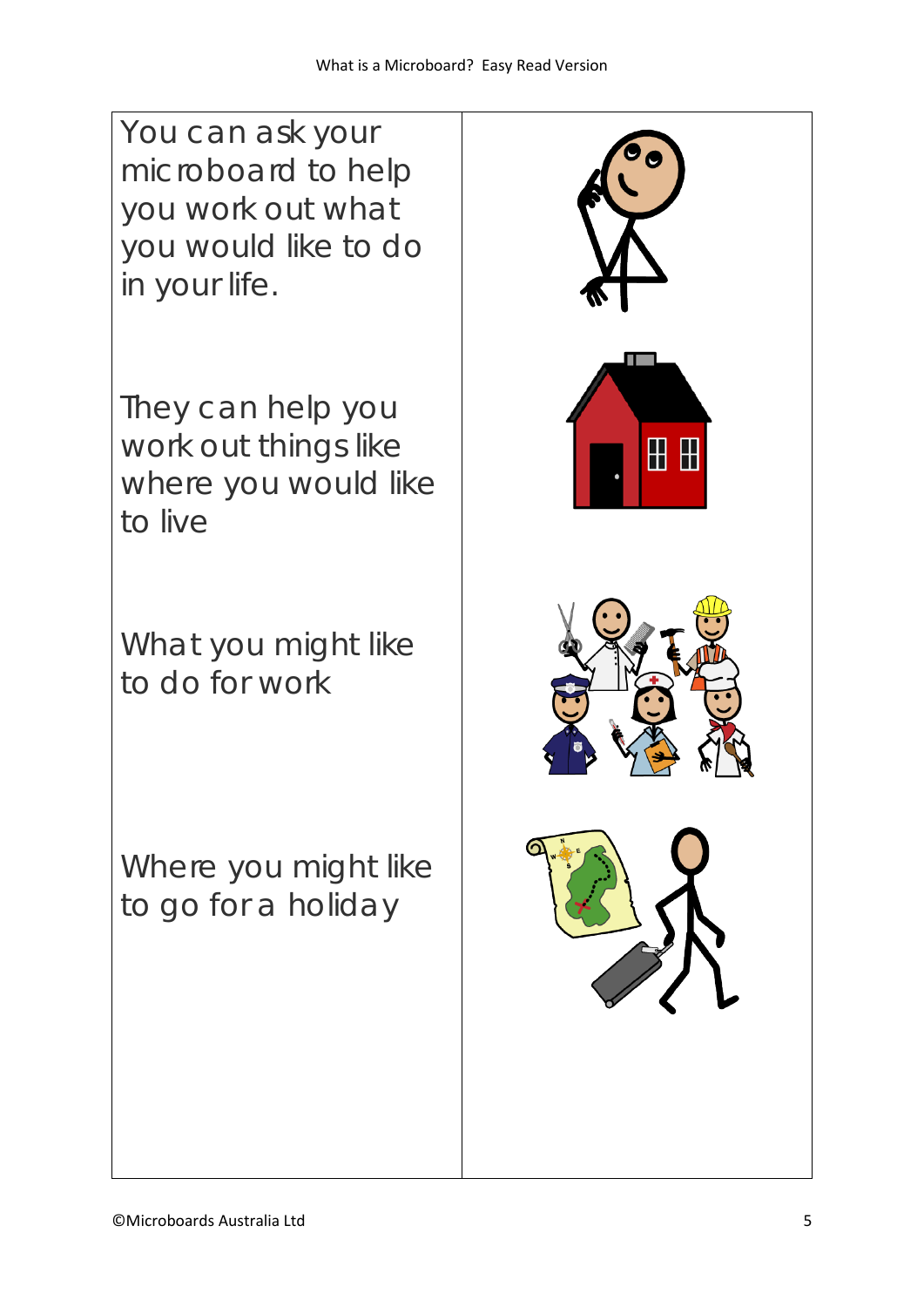You can ask your microboard to help you work out what you would like to do in your life.

They can help you work out things like where you would like to live

What you might like to do for work

Where you might like to go for a holiday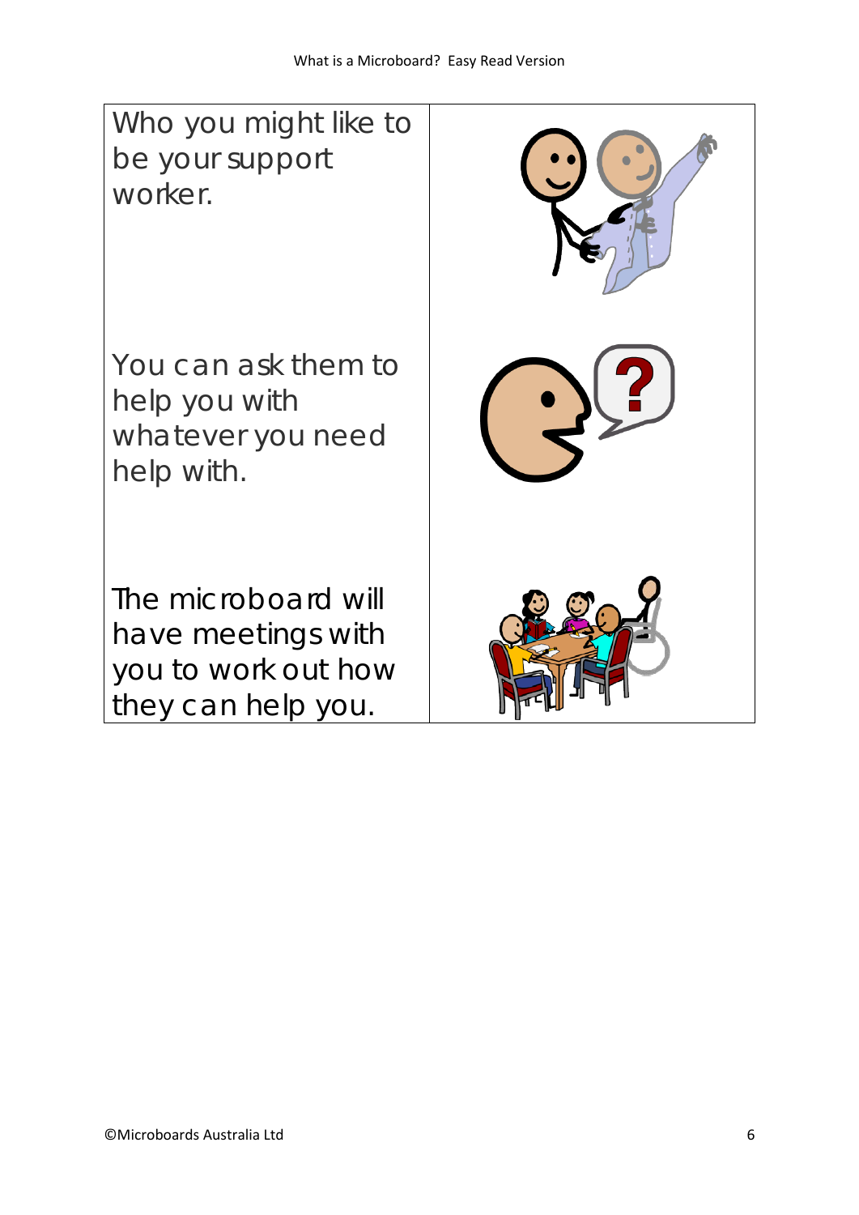Who you might like to be your support worker.

You can ask them to help you with whatever you need help with.

The microboard will have meetings with you to work out how they can help you.